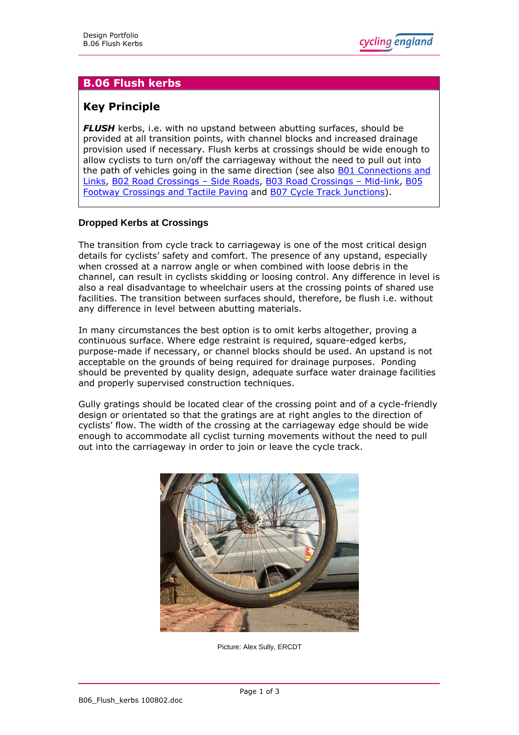# B.06 Flush kerbs

## Key Principle

***FLUSH*** kerbs, i.e. with no upstand between abutting surfaces, should be provided at all transition points, with channel blocks and increased drainage provision used if necessary. Flush kerbs at crossings should be wide enough to allow cyclists to turn on/off the carriageway without the need to pull out into the path of vehicles going in the same direction (see also B01 Connections and Links, B02 Road Crossings – Side Roads, B03 Road Crossings – Mid-link, B05 Footway Crossings and Tactile Paving and B07 Cycle Track Junctions).

### Dropped Kerbs at Crossings

The transition from cycle track to carriageway is one of the most critical design details for cyclists' safety and comfort. The presence of any upstand, especially when crossed at a narrow angle or when combined with loose debris in the channel, can result in cyclists skidding or loosing control. Any difference in level is also a real disadvantage to wheelchair users at the crossing points of shared use facilities. The transition between surfaces should, therefore, be flush i.e. without any difference in level between abutting materials.

In many circumstances the best option is to omit kerbs altogether, proving a continuous surface. Where edge restraint is required, square-edged kerbs, purpose-made if necessary, or channel blocks should be used. An upstand is not acceptable on the grounds of being required for drainage purposes. Ponding should be prevented by quality design, adequate surface water drainage facilities and properly supervised construction techniques.

Gully gratings should be located clear of the crossing point and of a cycle-friendly design or orientated so that the gratings are at right angles to the direction of cyclists' flow. The width of the crossing at the carriageway edge should be wide enough to accommodate all cyclist turning movements without the need to pull out into the carriageway in order to join or leave the cycle track.

Picture: Alex Sully, ERCDT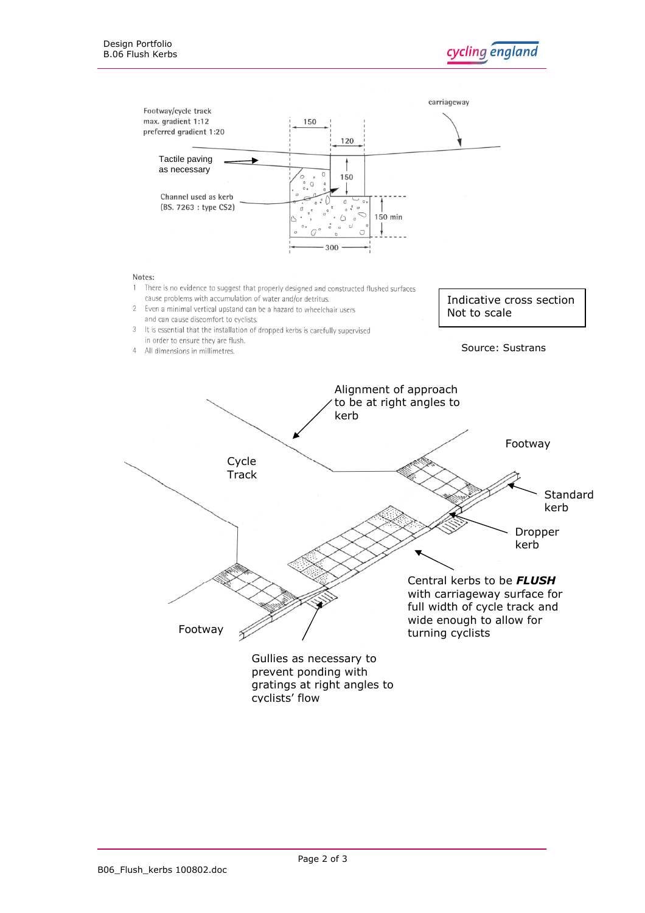Footway/cycle track
max. gradient 1:12
preferred gradient 1:20

carriageway

Tactile paving as necessary

Channel used as kerb (BS. 7263 : type CS2)

150

120

150

150 min

300

Notes:

1. There is no evidence to suggest that properly designed and constructed flushed surfaces cause problems with accumulation of water and/or detritus.
2. Even a minimal vertical upstand can be a hazard to wheelchair users and can cause discomfort to cyclists.
3. It is essential that the installation of dropped kerbs is carefully supervised in order to ensure they are flush.
4. All dimensions in millimetres.

Indicative cross section
Not to scale

Source: Sustrans

Alignment of approach to be at right angles to kerb

Cycle Track

Footway

Standard kerb

Dropper kerb

Central kerbs to be ***FLUSH*** with carriageway surface for full width of cycle track and wide enough to allow for turning cyclists

Footway

Gullies as necessary to prevent ponding with gratings at right angles to cyclists' flow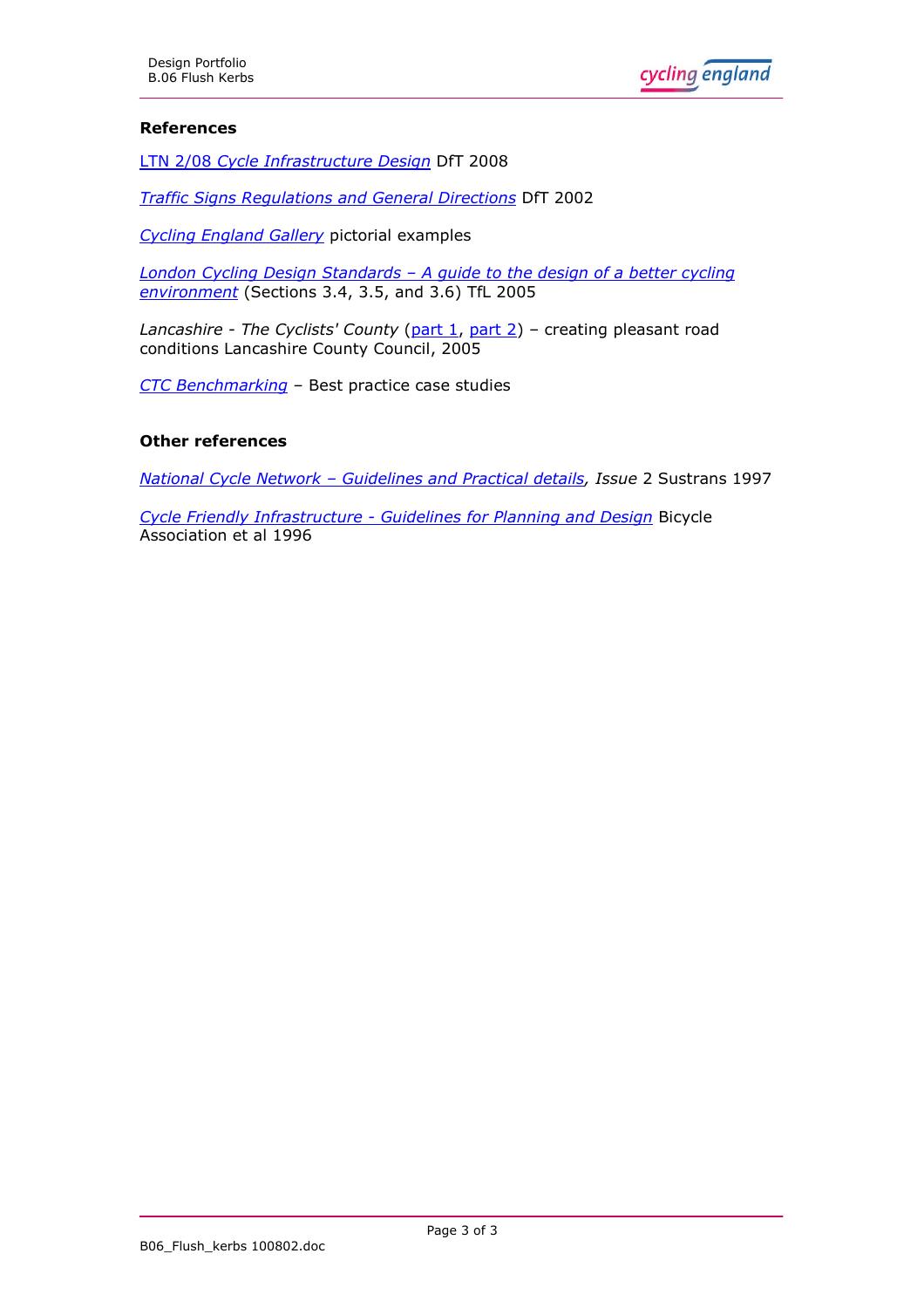### References

LTN 2/08 *Cycle Infrastructure Design* DfT 2008

*Traffic Signs Regulations and General Directions* DfT 2002

*Cycling England Gallery* pictorial examples

*London Cycling Design Standards – A guide to the design of a better cycling environment* (Sections 3.4, 3.5, and 3.6) TfL 2005

*Lancashire - The Cyclists' County* (part 1, part 2) – creating pleasant road conditions Lancashire County Council, 2005

*CTC Benchmarking* – Best practice case studies

### Other references

*National Cycle Network – Guidelines and Practical details, Issue* 2 Sustrans 1997

*Cycle Friendly Infrastructure - Guidelines for Planning and Design* Bicycle Association et al 1996